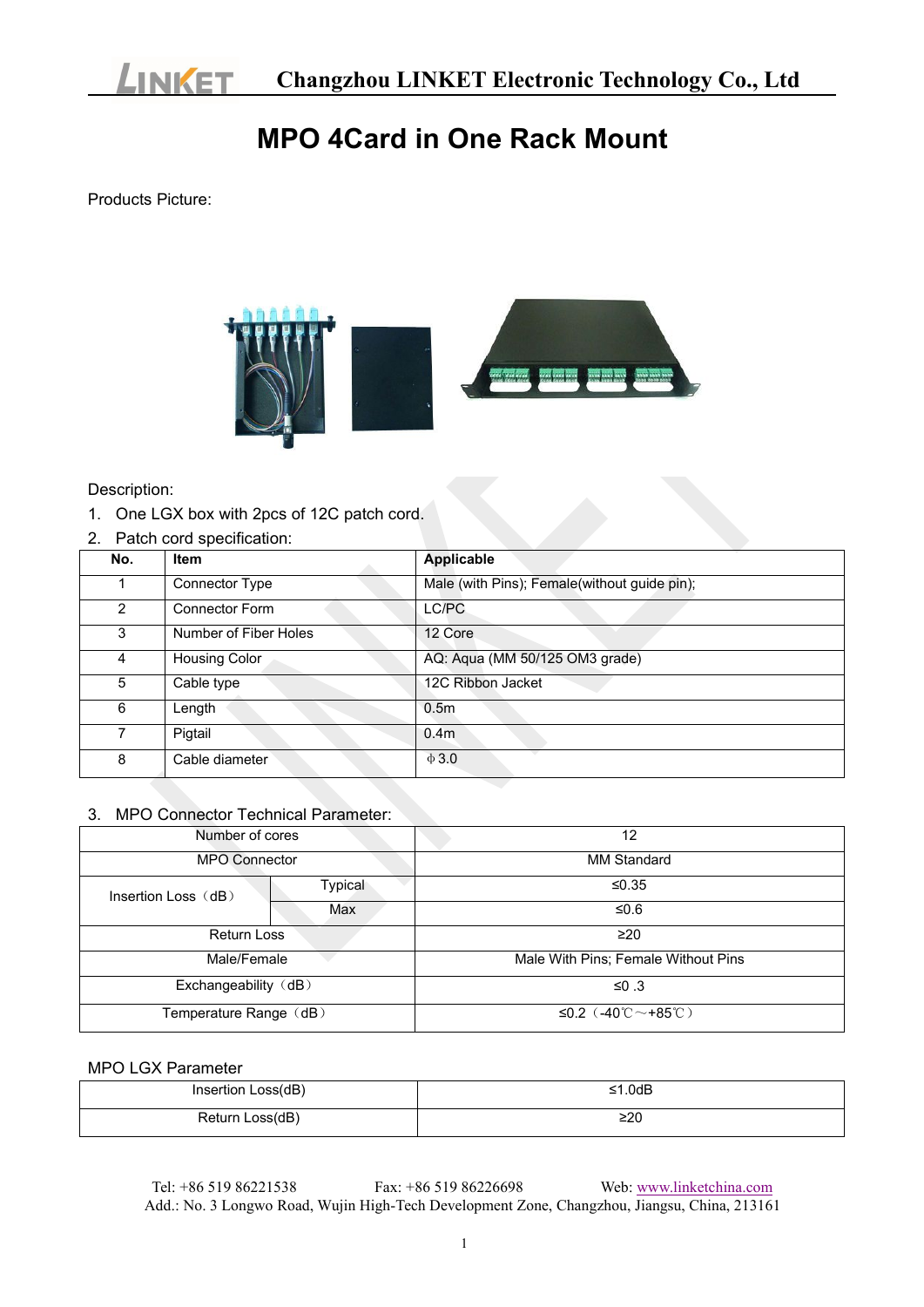Changzhou LINKET Electronic Technology Co., Ltd

# MPO 4Card in One Rack Mount

Products Picture:

Description:

1. One LGX box with 2pcs of 12C patch cord.
2. Patch cord specification:

| No. | Item | Applicable |
|---|---|---|
| 1 | Connector Type | Male (with Pins); Female(without guide pin); |
| 2 | Connector Form | LC/PC |
| 3 | Number of Fiber Holes | 12 Core |
| 4 | Housing Color | AQ: Aqua (MM 50/125 OM3 grade) |
| 5 | Cable type | 12C Ribbon Jacket |
| 6 | Length | 0.5m |
| 7 | Pigtail | 0.4m |
| 8 | Cable diameter | ϕ3.0 |

3. MPO Connector Technical Parameter:

| Number of cores | | 12 |
|---|---|---|
| MPO Connector | | MM Standard |
| Insertion Loss（dB） | Typical | ≤0.35 |
| | Max | ≤0.6 |
| Return Loss | | ≥20 |
| Male/Female | | Male With Pins; Female Without Pins |
| Exchangeability（dB） | | ≤0 .3 |
| Temperature Range（dB） | | ≤0.2（-40℃～+85℃） |

MPO LGX Parameter

| Insertion Loss(dB) | ≤1.0dB |
|---|---|
| Return Loss(dB) | ≥20 |

Tel: +86 519 86221538　　Fax: +86 519 86226698　　Web: www.linketchina.com
Add.: No. 3 Longwo Road, Wujin High-Tech Development Zone, Changzhou, Jiangsu, China, 213161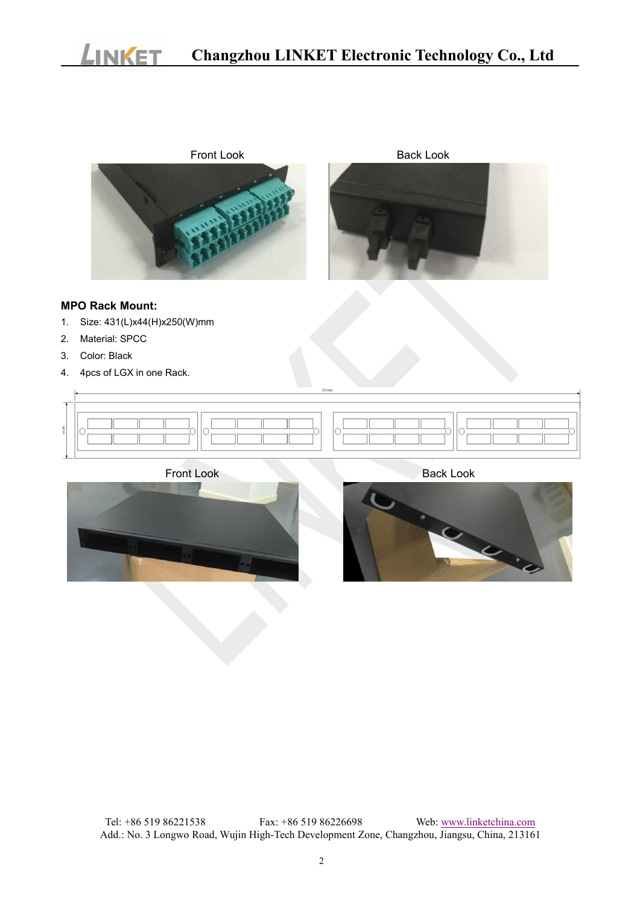Front Look

Back Look

**MPO Rack Mount:**

1. Size: 431(L)x44(H)x250(W)mm
2. Material: SPCC
3. Color: Black
4. 4pcs of LGX in one Rack.

Front Look

Back Look